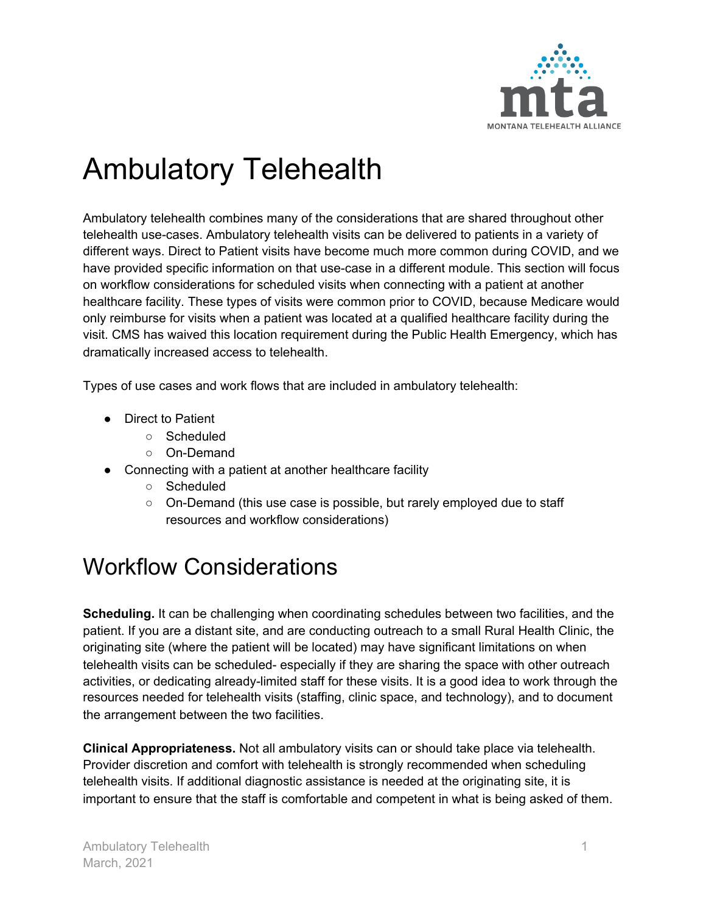# Ambulatory Telehealth

Ambulatory telehealth combines many of the considerations that are shared throughout other telehealth use-cases. Ambulatory telehealth visits can be delivered to patients in a variety of different ways. Direct to Patient visits have become much more common during COVID, and we have provided specific information on that use-case in a different module. This section will focus on workflow considerations for scheduled visits when connecting with a patient at another healthcare facility. These types of visits were common prior to COVID, because Medicare would only reimburse for visits when a patient was located at a qualified healthcare facility during the visit. CMS has waived this location requirement during the Public Health Emergency, which has dramatically increased access to telehealth.

Types of use cases and work flows that are included in ambulatory telehealth:

- Direct to Patient
  - Scheduled
  - On-Demand
- Connecting with a patient at another healthcare facility
  - Scheduled
  - On-Demand (this use case is possible, but rarely employed due to staff resources and workflow considerations)

## Workflow Considerations

**Scheduling.** It can be challenging when coordinating schedules between two facilities, and the patient. If you are a distant site, and are conducting outreach to a small Rural Health Clinic, the originating site (where the patient will be located) may have significant limitations on when telehealth visits can be scheduled- especially if they are sharing the space with other outreach activities, or dedicating already-limited staff for these visits. It is a good idea to work through the resources needed for telehealth visits (staffing, clinic space, and technology), and to document the arrangement between the two facilities.

**Clinical Appropriateness.** Not all ambulatory visits can or should take place via telehealth. Provider discretion and comfort with telehealth is strongly recommended when scheduling telehealth visits. If additional diagnostic assistance is needed at the originating site, it is important to ensure that the staff is comfortable and competent in what is being asked of them.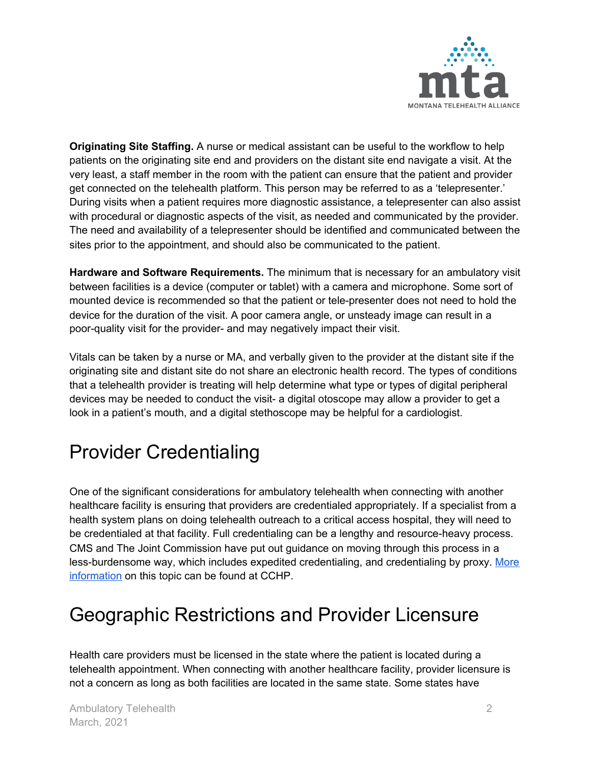**Originating Site Staffing.** A nurse or medical assistant can be useful to the workflow to help patients on the originating site end and providers on the distant site end navigate a visit. At the very least, a staff member in the room with the patient can ensure that the patient and provider get connected on the telehealth platform. This person may be referred to as a 'telepresenter.' During visits when a patient requires more diagnostic assistance, a telepresenter can also assist with procedural or diagnostic aspects of the visit, as needed and communicated by the provider. The need and availability of a telepresenter should be identified and communicated between the sites prior to the appointment, and should also be communicated to the patient.

**Hardware and Software Requirements.** The minimum that is necessary for an ambulatory visit between facilities is a device (computer or tablet) with a camera and microphone. Some sort of mounted device is recommended so that the patient or tele-presenter does not need to hold the device for the duration of the visit. A poor camera angle, or unsteady image can result in a poor-quality visit for the provider- and may negatively impact their visit.

Vitals can be taken by a nurse or MA, and verbally given to the provider at the distant site if the originating site and distant site do not share an electronic health record. The types of conditions that a telehealth provider is treating will help determine what type or types of digital peripheral devices may be needed to conduct the visit- a digital otoscope may allow a provider to get a look in a patient's mouth, and a digital stethoscope may be helpful for a cardiologist.

# Provider Credentialing

One of the significant considerations for ambulatory telehealth when connecting with another healthcare facility is ensuring that providers are credentialed appropriately. If a specialist from a health system plans on doing telehealth outreach to a critical access hospital, they will need to be credentialed at that facility. Full credentialing can be a lengthy and resource-heavy process. CMS and The Joint Commission have put out guidance on moving through this process in a less-burdensome way, which includes expedited credentialing, and credentialing by proxy. More information on this topic can be found at CCHP.

# Geographic Restrictions and Provider Licensure

Health care providers must be licensed in the state where the patient is located during a telehealth appointment. When connecting with another healthcare facility, provider licensure is not a concern as long as both facilities are located in the same state. Some states have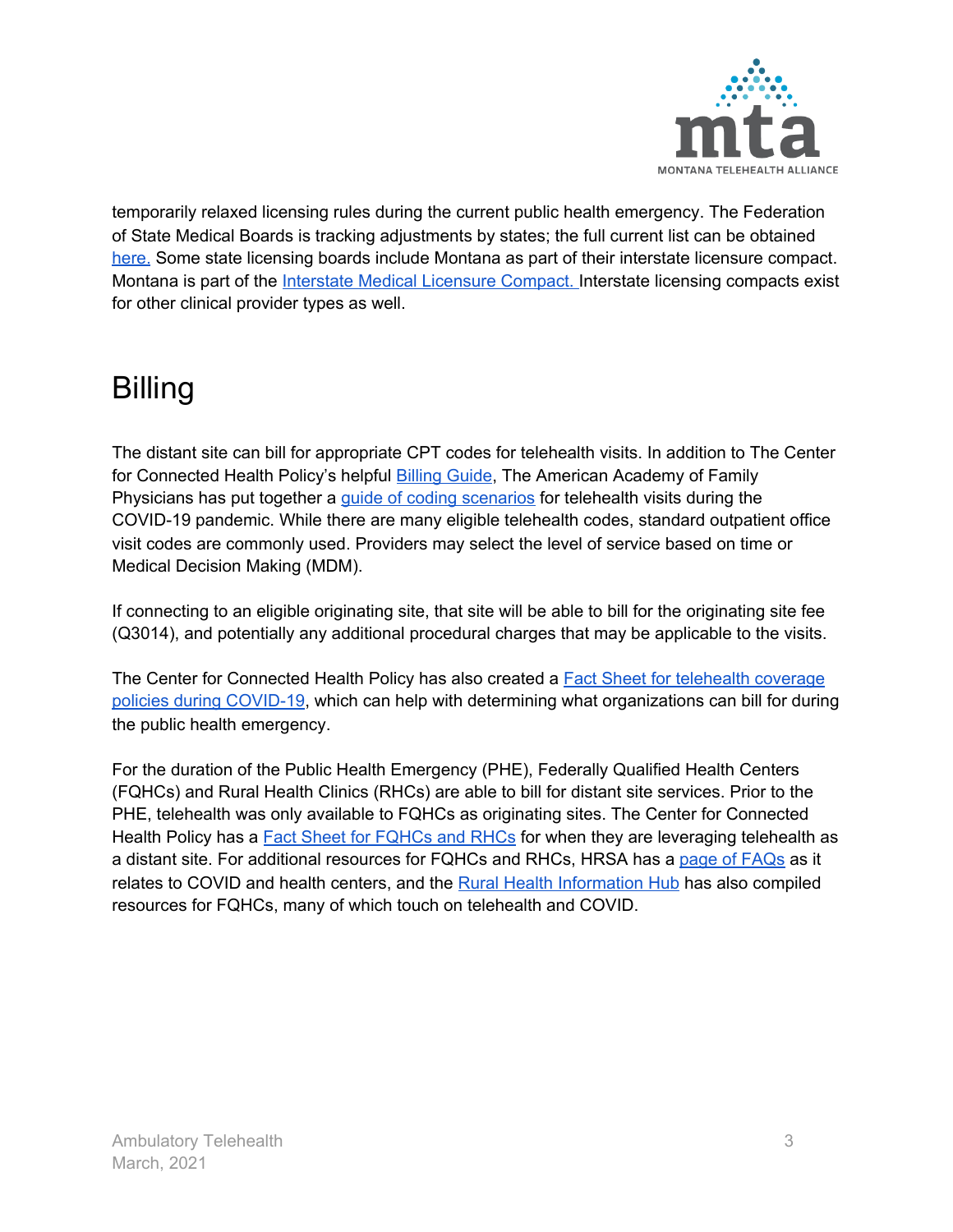temporarily relaxed licensing rules during the current public health emergency. The Federation of State Medical Boards is tracking adjustments by states; the full current list can be obtained here. Some state licensing boards include Montana as part of their interstate licensure compact. Montana is part of the Interstate Medical Licensure Compact. Interstate licensing compacts exist for other clinical provider types as well.

# Billing

The distant site can bill for appropriate CPT codes for telehealth visits. In addition to The Center for Connected Health Policy's helpful Billing Guide, The American Academy of Family Physicians has put together a guide of coding scenarios for telehealth visits during the COVID-19 pandemic. While there are many eligible telehealth codes, standard outpatient office visit codes are commonly used. Providers may select the level of service based on time or Medical Decision Making (MDM).

If connecting to an eligible originating site, that site will be able to bill for the originating site fee (Q3014), and potentially any additional procedural charges that may be applicable to the visits.

The Center for Connected Health Policy has also created a Fact Sheet for telehealth coverage policies during COVID-19, which can help with determining what organizations can bill for during the public health emergency.

For the duration of the Public Health Emergency (PHE), Federally Qualified Health Centers (FQHCs) and Rural Health Clinics (RHCs) are able to bill for distant site services. Prior to the PHE, telehealth was only available to FQHCs as originating sites. The Center for Connected Health Policy has a Fact Sheet for FQHCs and RHCs for when they are leveraging telehealth as a distant site. For additional resources for FQHCs and RHCs, HRSA has a page of FAQs as it relates to COVID and health centers, and the Rural Health Information Hub has also compiled resources for FQHCs, many of which touch on telehealth and COVID.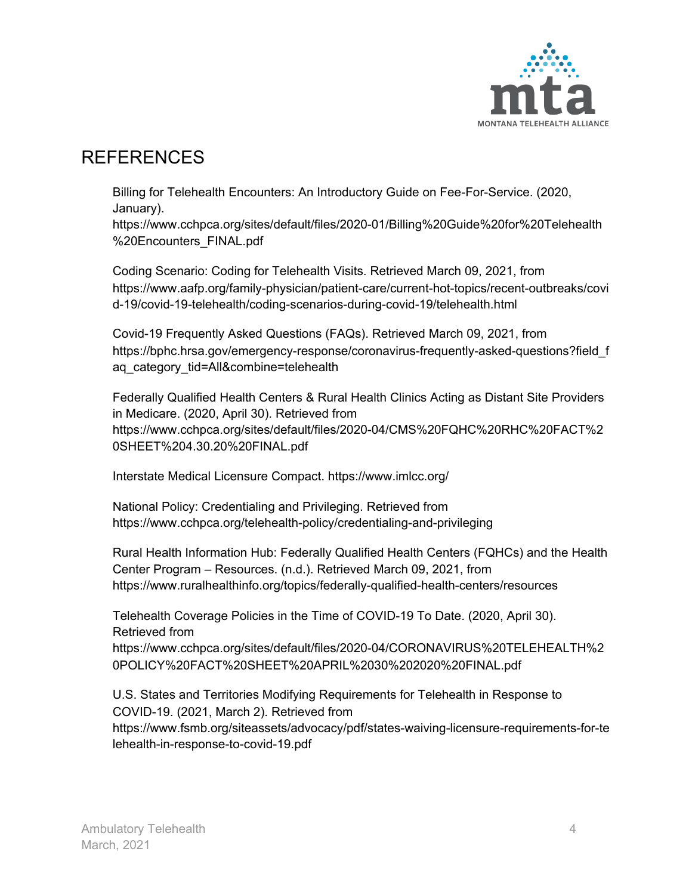# REFERENCES

Billing for Telehealth Encounters: An Introductory Guide on Fee-For-Service. (2020, January). https://www.cchpca.org/sites/default/files/2020-01/Billing%20Guide%20for%20Telehealth%20Encounters_FINAL.pdf

Coding Scenario: Coding for Telehealth Visits. Retrieved March 09, 2021, from https://www.aafp.org/family-physician/patient-care/current-hot-topics/recent-outbreaks/covid-19/covid-19-telehealth/coding-scenarios-during-covid-19/telehealth.html

Covid-19 Frequently Asked Questions (FAQs). Retrieved March 09, 2021, from https://bphc.hrsa.gov/emergency-response/coronavirus-frequently-asked-questions?field_faq_category_tid=All&combine=telehealth

Federally Qualified Health Centers & Rural Health Clinics Acting as Distant Site Providers in Medicare. (2020, April 30). Retrieved from https://www.cchpca.org/sites/default/files/2020-04/CMS%20FQHC%20RHC%20FACT%20SHEET%204.30.20%20FINAL.pdf

Interstate Medical Licensure Compact. https://www.imlcc.org/

National Policy: Credentialing and Privileging. Retrieved from https://www.cchpca.org/telehealth-policy/credentialing-and-privileging

Rural Health Information Hub: Federally Qualified Health Centers (FQHCs) and the Health Center Program – Resources. (n.d.). Retrieved March 09, 2021, from https://www.ruralhealthinfo.org/topics/federally-qualified-health-centers/resources

Telehealth Coverage Policies in the Time of COVID-19 To Date. (2020, April 30). Retrieved from https://www.cchpca.org/sites/default/files/2020-04/CORONAVIRUS%20TELEHEALTH%20POLICY%20FACT%20SHEET%20APRIL%2030%202020%20FINAL.pdf

U.S. States and Territories Modifying Requirements for Telehealth in Response to COVID-19. (2021, March 2). Retrieved from https://www.fsmb.org/siteassets/advocacy/pdf/states-waiving-licensure-requirements-for-telehealth-in-response-to-covid-19.pdf